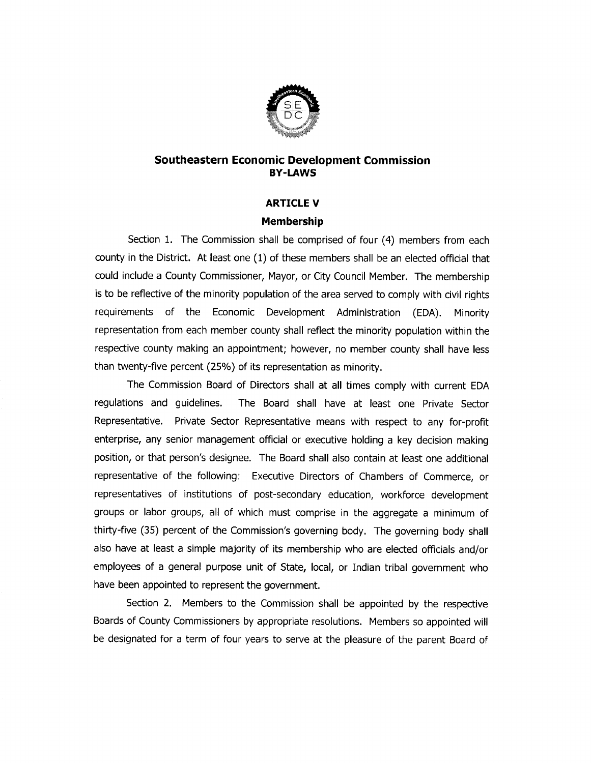# Southeastern Economic Development Commission
## BY-LAWS

### ARTICLE V

### Membership

Section 1. The Commission shall be comprised of four (4) members from each county in the District. At least one (1) of these members shall be an elected official that could include a County Commissioner, Mayor, or City Council Member. The membership is to be reflective of the minority population of the area served to comply with civil rights requirements of the Economic Development Administration (EDA). Minority representation from each member county shall reflect the minority population within the respective county making an appointment; however, no member county shall have less than twenty-five percent (25%) of its representation as minority.

The Commission Board of Directors shall at all times comply with current EDA regulations and guidelines. The Board shall have at least one Private Sector Representative. Private Sector Representative means with respect to any for-profit enterprise, any senior management official or executive holding a key decision making position, or that person's designee. The Board shall also contain at least one additional representative of the following: Executive Directors of Chambers of Commerce, or representatives of institutions of post-secondary education, workforce development groups or labor groups, all of which must comprise in the aggregate a minimum of thirty-five (35) percent of the Commission's governing body. The governing body shall also have at least a simple majority of its membership who are elected officials and/or employees of a general purpose unit of State, local, or Indian tribal government who have been appointed to represent the government.

Section 2. Members to the Commission shall be appointed by the respective Boards of County Commissioners by appropriate resolutions. Members so appointed will be designated for a term of four years to serve at the pleasure of the parent Board of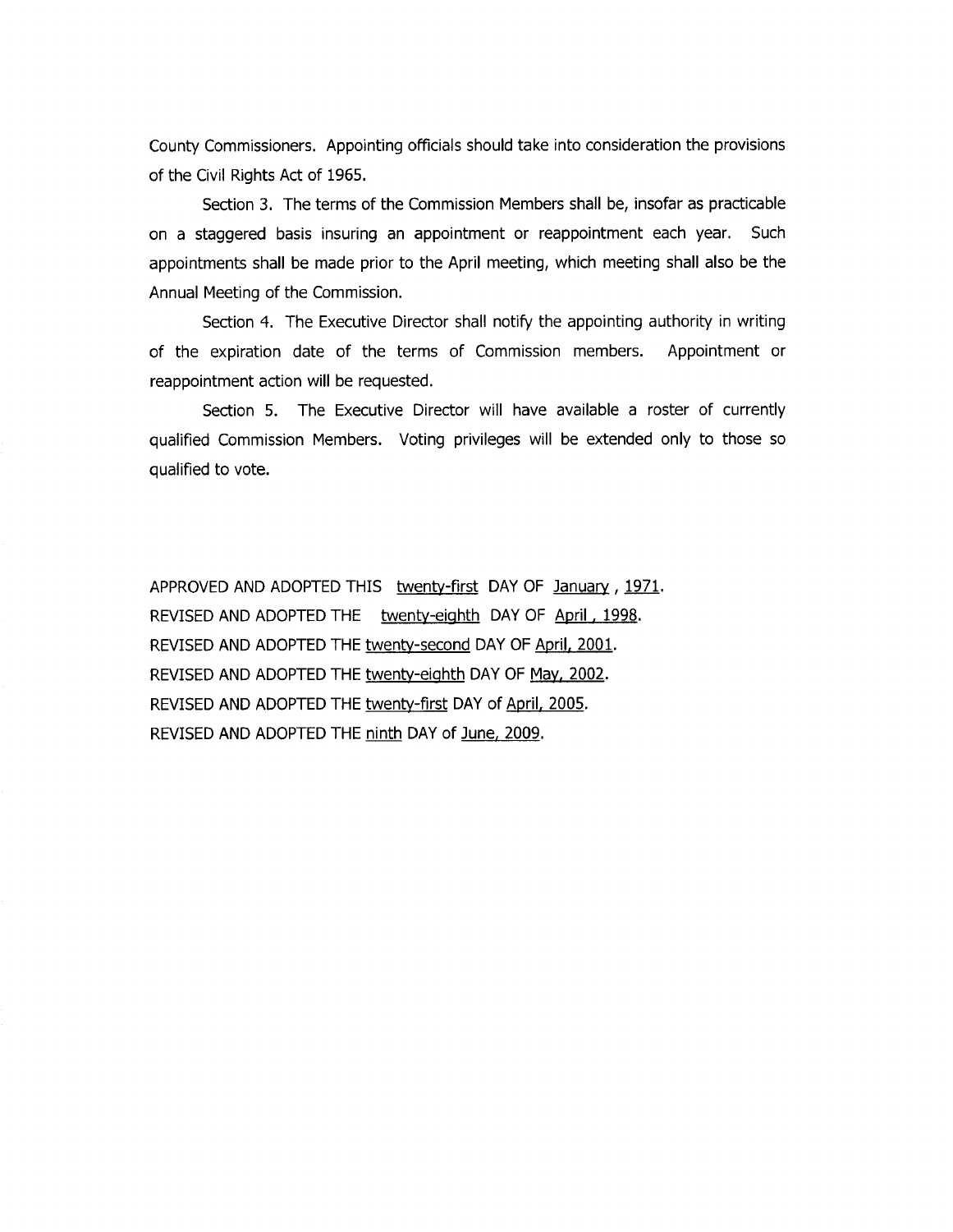County Commissioners. Appointing officials should take into consideration the provisions of the Civil Rights Act of 1965.

Section 3. The terms of the Commission Members shall be, insofar as practicable on a staggered basis insuring an appointment or reappointment each year. Such appointments shall be made prior to the April meeting, which meeting shall also be the Annual Meeting of the Commission.

Section 4. The Executive Director shall notify the appointing authority in writing of the expiration date of the terms of Commission members. Appointment or reappointment action will be requested.

Section 5. The Executive Director will have available a roster of currently qualified Commission Members. Voting privileges will be extended only to those so qualified to vote.

APPROVED AND ADOPTED THIS twenty-first DAY OF January , 1971.
REVISED AND ADOPTED THE twenty-eighth DAY OF April , 1998.
REVISED AND ADOPTED THE twenty-second DAY OF April, 2001.
REVISED AND ADOPTED THE twenty-eighth DAY OF May, 2002.
REVISED AND ADOPTED THE twenty-first DAY of April, 2005.
REVISED AND ADOPTED THE ninth DAY of June, 2009.